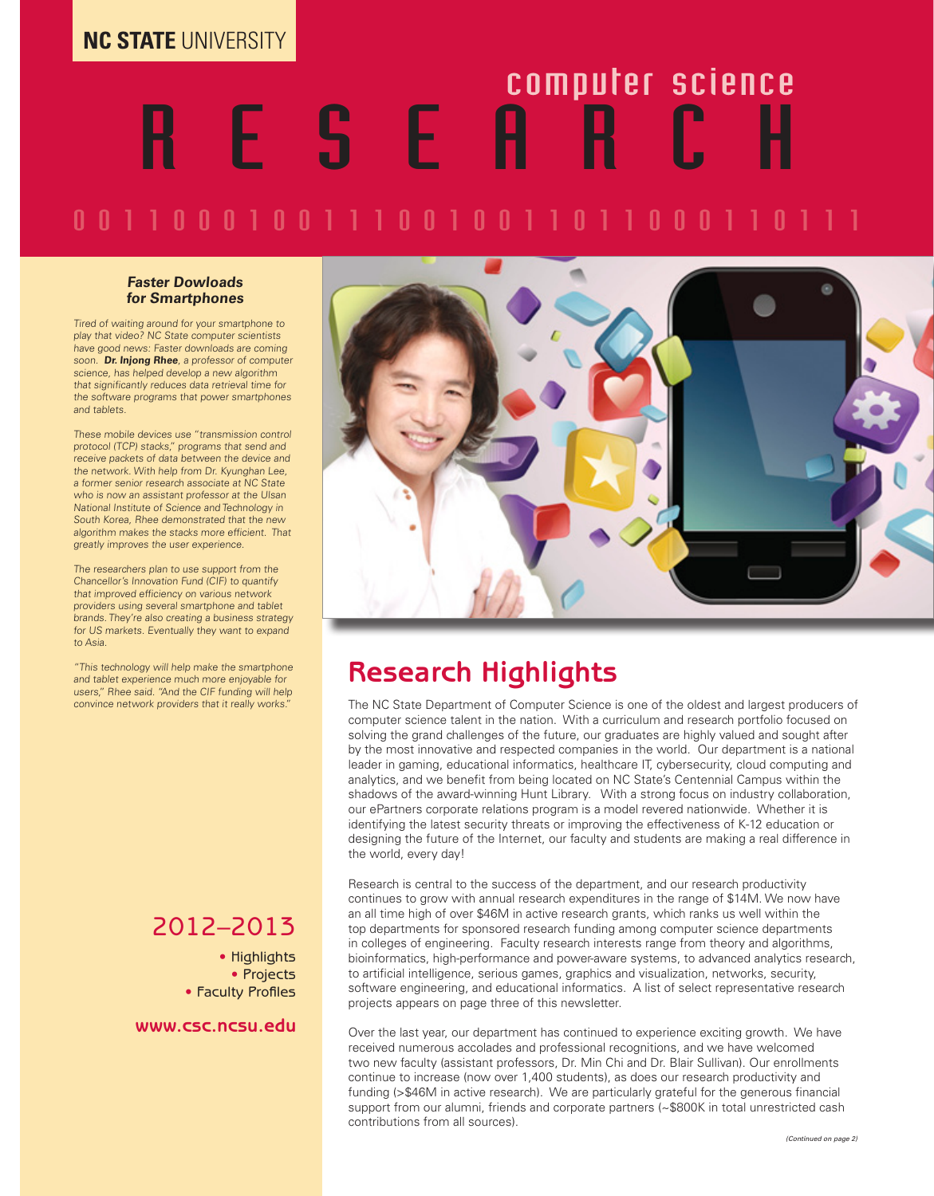**NC STATE** UNIVERSITY

# computer science RESEARCH

0 0 1 1 0 0 0 1 0 0 1 1 1 0 0 1 0 0 1 1 0 1 1 0 0 0 1 1 0 1 1 1

### Faster Dowloads for Smartphones

*Tired of waiting around for your smartphone to play that video? NC State computer scientists have good news: Faster downloads are coming soon.* ***Dr. Injong Rhee****, a professor of computer science, has helped develop a new algorithm that significantly reduces data retrieval time for the software programs that power smartphones and tablets.*

*These mobile devices use "transmission control protocol (TCP) stacks," programs that send and receive packets of data between the device and the network. With help from Dr. Kyunghan Lee, a former senior research associate at NC State who is now an assistant professor at the Ulsan National Institute of Science and Technology in South Korea, Rhee demonstrated that the new algorithm makes the stacks more efficient. That greatly improves the user experience.*

*The researchers plan to use support from the Chancellor's Innovation Fund (CIF) to quantify that improved efficiency on various network providers using several smartphone and tablet brands. They're also creating a business strategy for US markets. Eventually they want to expand to Asia.*

*"This technology will help make the smartphone and tablet experience much more enjoyable for users," Rhee said. "And the CIF funding will help convince network providers that it really works."*

## 2012–2013

- Highlights
- Projects
- Faculty Profiles

www.csc.ncsu.edu

## Research Highlights

The NC State Department of Computer Science is one of the oldest and largest producers of computer science talent in the nation. With a curriculum and research portfolio focused on solving the grand challenges of the future, our graduates are highly valued and sought after by the most innovative and respected companies in the world. Our department is a national leader in gaming, educational informatics, healthcare IT, cybersecurity, cloud computing and analytics, and we benefit from being located on NC State's Centennial Campus within the shadows of the award-winning Hunt Library. With a strong focus on industry collaboration, our ePartners corporate relations program is a model revered nationwide. Whether it is identifying the latest security threats or improving the effectiveness of K-12 education or designing the future of the Internet, our faculty and students are making a real difference in the world, every day!

Research is central to the success of the department, and our research productivity continues to grow with annual research expenditures in the range of $14M. We now have an all time high of over $46M in active research grants, which ranks us well within the top departments for sponsored research funding among computer science departments in colleges of engineering. Faculty research interests range from theory and algorithms, bioinformatics, high-performance and power-aware systems, to advanced analytics research, to artificial intelligence, serious games, graphics and visualization, networks, security, software engineering, and educational informatics. A list of select representative research projects appears on page three of this newsletter.

Over the last year, our department has continued to experience exciting growth. We have received numerous accolades and professional recognitions, and we have welcomed two new faculty (assistant professors, Dr. Min Chi and Dr. Blair Sullivan). Our enrollments continue to increase (now over 1,400 students), as does our research productivity and funding (>$46M in active research). We are particularly grateful for the generous financial support from our alumni, friends and corporate partners (~$800K in total unrestricted cash contributions from all sources).

*(Continued on page 2)*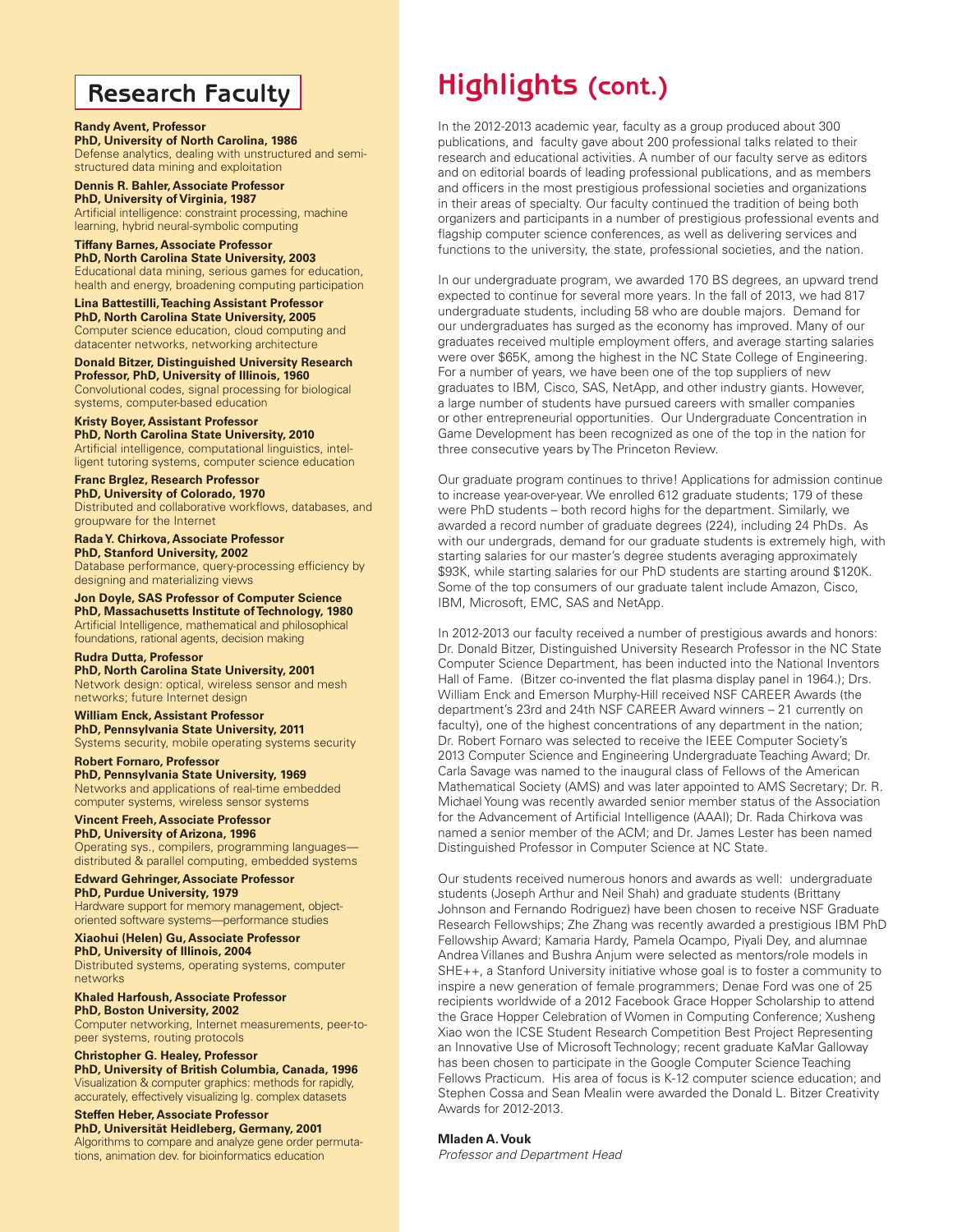## Research Faculty

**Randy Avent, Professor**
**PhD, University of North Carolina, 1986**
Defense analytics, dealing with unstructured and semi-structured data mining and exploitation

**Dennis R. Bahler, Associate Professor**
**PhD, University of Virginia, 1987**
Artificial intelligence: constraint processing, machine learning, hybrid neural-symbolic computing

**Tiffany Barnes, Associate Professor**
**PhD, North Carolina State University, 2003**
Educational data mining, serious games for education, health and energy, broadening computing participation

**Lina Battestilli, Teaching Assistant Professor**
**PhD, North Carolina State University, 2005**
Computer science education, cloud computing and datacenter networks, networking architecture

**Donald Bitzer, Distinguished University Research Professor, PhD, University of Illinois, 1960**
Convolutional codes, signal processing for biological systems, computer-based education

**Kristy Boyer, Assistant Professor**
**PhD, North Carolina State University, 2010**
Artificial intelligence, computational linguistics, intelligent tutoring systems, computer science education

**Franc Brglez, Research Professor**
**PhD, University of Colorado, 1970**
Distributed and collaborative workflows, databases, and groupware for the Internet

**Rada Y. Chirkova, Associate Professor**
**PhD, Stanford University, 2002**
Database performance, query-processing efficiency by designing and materializing views

**Jon Doyle, SAS Professor of Computer Science**
**PhD, Massachusetts Institute of Technology, 1980**
Artificial Intelligence, mathematical and philosophical foundations, rational agents, decision making

**Rudra Dutta, Professor**
**PhD, North Carolina State University, 2001**
Network design: optical, wireless sensor and mesh networks; future Internet design

**William Enck, Assistant Professor**
**PhD, Pennsylvania State University, 2011**
Systems security, mobile operating systems security

**Robert Fornaro, Professor**
**PhD, Pennsylvania State University, 1969**
Networks and applications of real-time embedded computer systems, wireless sensor systems

**Vincent Freeh, Associate Professor**
**PhD, University of Arizona, 1996**
Operating sys., compilers, programming languages—distributed & parallel computing, embedded systems

**Edward Gehringer, Associate Professor**
**PhD, Purdue University, 1979**
Hardware support for memory management, object-oriented software systems—performance studies

**Xiaohui (Helen) Gu, Associate Professor**
**PhD, University of Illinois, 2004**
Distributed systems, operating systems, computer networks

**Khaled Harfoush, Associate Professor**
**PhD, Boston University, 2002**
Computer networking, Internet measurements, peer-to-peer systems, routing protocols

**Christopher G. Healey, Professor**
**PhD, University of British Columbia, Canada, 1996**
Visualization & computer graphics: methods for rapidly, accurately, effectively visualizing lg. complex datasets

**Steffen Heber, Associate Professor**
**PhD, Universität Heidelberg, Germany, 2001**
Algorithms to compare and analyze gene order permutations, animation dev. for bioinformatics education

## Highlights (cont.)

In the 2012-2013 academic year, faculty as a group produced about 300 publications, and faculty gave about 200 professional talks related to their research and educational activities. A number of our faculty serve as editors and on editorial boards of leading professional publications, and as members and officers in the most prestigious professional societies and organizations in their areas of specialty. Our faculty continued the tradition of being both organizers and participants in a number of prestigious professional events and flagship computer science conferences, as well as delivering services and functions to the university, the state, professional societies, and the nation.

In our undergraduate program, we awarded 170 BS degrees, an upward trend expected to continue for several more years. In the fall of 2013, we had 817 undergraduate students, including 58 who are double majors. Demand for our undergraduates has surged as the economy has improved. Many of our graduates received multiple employment offers, and average starting salaries were over $65K, among the highest in the NC State College of Engineering. For a number of years, we have been one of the top suppliers of new graduates to IBM, Cisco, SAS, NetApp, and other industry giants. However, a large number of students have pursued careers with smaller companies or other entrepreneurial opportunities. Our Undergraduate Concentration in Game Development has been recognized as one of the top in the nation for three consecutive years by The Princeton Review.

Our graduate program continues to thrive! Applications for admission continue to increase year-over-year. We enrolled 612 graduate students; 179 of these were PhD students – both record highs for the department. Similarly, we awarded a record number of graduate degrees (224), including 24 PhDs. As with our undergrads, demand for our graduate students is extremely high, with starting salaries for our master's degree students averaging approximately $93K, while starting salaries for our PhD students are starting around $120K. Some of the top consumers of our graduate talent include Amazon, Cisco, IBM, Microsoft, EMC, SAS and NetApp.

In 2012-2013 our faculty received a number of prestigious awards and honors: Dr. Donald Bitzer, Distinguished University Research Professor in the NC State Computer Science Department, has been inducted into the National Inventors Hall of Fame. (Bitzer co-invented the flat plasma display panel in 1964.); Drs. William Enck and Emerson Murphy-Hill received NSF CAREER Awards (the department's 23rd and 24th NSF CAREER Award winners – 21 currently on faculty), one of the highest concentrations of any department in the nation; Dr. Robert Fornaro was selected to receive the IEEE Computer Society's 2013 Computer Science and Engineering Undergraduate Teaching Award; Dr. Carla Savage was named to the inaugural class of Fellows of the American Mathematical Society (AMS) and was later appointed to AMS Secretary; Dr. R. Michael Young was recently awarded senior member status of the Association for the Advancement of Artificial Intelligence (AAAI); Dr. Rada Chirkova was named a senior member of the ACM; and Dr. James Lester has been named Distinguished Professor in Computer Science at NC State.

Our students received numerous honors and awards as well: undergraduate students (Joseph Arthur and Neil Shah) and graduate students (Brittany Johnson and Fernando Rodriguez) have been chosen to receive NSF Graduate Research Fellowships; Zhe Zhang was recently awarded a prestigious IBM PhD Fellowship Award; Kamaria Hardy, Pamela Ocampo, Piyali Dey, and alumnae Andrea Villanes and Bushra Anjum were selected as mentors/role models in SHE++, a Stanford University initiative whose goal is to foster a community to inspire a new generation of female programmers; Denae Ford was one of 25 recipients worldwide of a 2012 Facebook Grace Hopper Scholarship to attend the Grace Hopper Celebration of Women in Computing Conference; Xusheng Xiao won the ICSE Student Research Competition Best Project Representing an Innovative Use of Microsoft Technology; recent graduate KaMar Galloway has been chosen to participate in the Google Computer Science Teaching Fellows Practicum. His area of focus is K-12 computer science education; and Stephen Cossa and Sean Mealin were awarded the Donald L. Bitzer Creativity Awards for 2012-2013.

**Mladen A. Vouk**
*Professor and Department Head*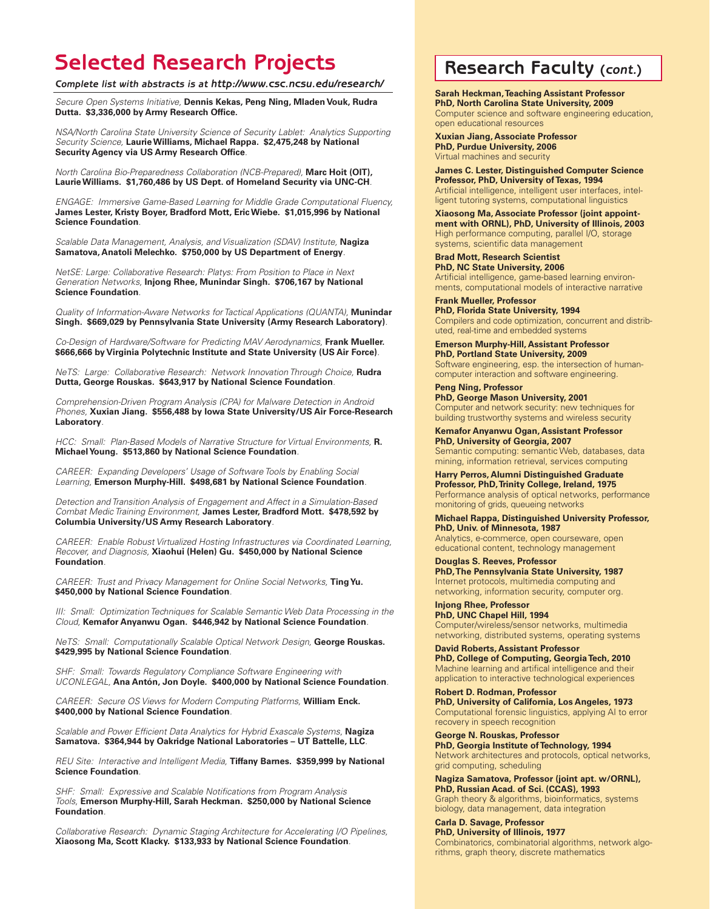# Selected Research Projects

***Complete list with abstracts is at http://www.csc.ncsu.edu/research/***

*Secure Open Systems Initiative,* **Dennis Kekas, Peng Ning, Mladen Vouk, Rudra Dutta. $3,336,000 by Army Research Office.**

*NSA/North Carolina State University Science of Security Lablet: Analytics Supporting Security Science,* **Laurie Williams, Michael Rappa. $2,475,248 by National Security Agency via US Army Research Office**.

*North Carolina Bio-Preparedness Collaboration (NCB-Prepared),* **Marc Hoit (OIT), Laurie Williams. $1,760,486 by US Dept. of Homeland Security via UNC-CH**.

*ENGAGE: Immersive Game-Based Learning for Middle Grade Computational Fluency,* **James Lester, Kristy Boyer, Bradford Mott, Eric Wiebe. $1,015,996 by National Science Foundation**.

*Scalable Data Management, Analysis, and Visualization (SDAV) Institute,* **Nagiza Samatova, Anatoli Melechko. $750,000 by US Department of Energy**.

*NetSE: Large: Collaborative Research: Platys: From Position to Place in Next Generation Networks,* **Injong Rhee, Munindar Singh. $706,167 by National Science Foundation**.

*Quality of Information-Aware Networks for Tactical Applications (QUANTA),* **Munindar Singh. $669,029 by Pennsylvania State University (Army Research Laboratory)**.

*Co-Design of Hardware/Software for Predicting MAV Aerodynamics,* **Frank Mueller. $666,666 by Virginia Polytechnic Institute and State University (US Air Force)**.

*NeTS: Large: Collaborative Research: Network Innovation Through Choice,* **Rudra Dutta, George Rouskas. $643,917 by National Science Foundation**.

*Comprehension-Driven Program Analysis (CPA) for Malware Detection in Android Phones,* **Xuxian Jiang. $556,488 by Iowa State University/US Air Force-Research Laboratory**.

*HCC: Small: Plan-Based Models of Narrative Structure for Virtual Environments,* **R. Michael Young. $513,860 by National Science Foundation**.

*CAREER: Expanding Developers' Usage of Software Tools by Enabling Social Learning,* **Emerson Murphy-Hill. $498,681 by National Science Foundation**.

*Detection and Transition Analysis of Engagement and Affect in a Simulation-Based Combat Medic Training Environment,* **James Lester, Bradford Mott. $478,592 by Columbia University/US Army Research Laboratory**.

*CAREER: Enable Robust Virtualized Hosting Infrastructures via Coordinated Learning, Recover, and Diagnosis,* **Xiaohui (Helen) Gu. $450,000 by National Science Foundation**.

*CAREER: Trust and Privacy Management for Online Social Networks,* **Ting Yu. $450,000 by National Science Foundation**.

*III: Small: Optimization Techniques for Scalable Semantic Web Data Processing in the Cloud,* **Kemafor Anyanwu Ogan. $446,942 by National Science Foundation**.

*NeTS: Small: Computationally Scalable Optical Network Design,* **George Rouskas. $429,995 by National Science Foundation**.

*SHF: Small: Towards Regulatory Compliance Software Engineering with UCONLEGAL,* **Ana Antón, Jon Doyle. $400,000 by National Science Foundation**.

*CAREER: Secure OS Views for Modern Computing Platforms,* **William Enck. $400,000 by National Science Foundation**.

*Scalable and Power Efficient Data Analytics for Hybrid Exascale Systems,* **Nagiza Samatova. $364,944 by Oakridge National Laboratories – UT Battelle, LLC**.

*REU Site: Interactive and Intelligent Media,* **Tiffany Barnes. $359,999 by National Science Foundation**.

*SHF: Small: Expressive and Scalable Notifications from Program Analysis Tools,* **Emerson Murphy-Hill, Sarah Heckman. $250,000 by National Science Foundation**.

*Collaborative Research: Dynamic Staging Architecture for Accelerating I/O Pipelines,* **Xiaosong Ma, Scott Klacky. $133,933 by National Science Foundation**.

# Research Faculty *(cont.)*

**Sarah Heckman, Teaching Assistant Professor**
**PhD, North Carolina State University, 2009**
Computer science and software engineering education, open educational resources

**Xuxian Jiang, Associate Professor**
**PhD, Purdue University, 2006**
Virtual machines and security

**James C. Lester, Distinguished Computer Science Professor, PhD, University of Texas, 1994**
Artificial intelligence, intelligent user interfaces, intelligent tutoring systems, computational linguistics

**Xiaosong Ma, Associate Professor (joint appointment with ORNL), PhD, University of Illinois, 2003**
High performance computing, parallel I/O, storage systems, scientific data management

**Brad Mott, Research Scientist**
**PhD, NC State University, 2006**
Artificial intelligence, game-based learning environments, computational models of interactive narrative

**Frank Mueller, Professor**
**PhD, Florida State University, 1994**
Compilers and code optimization, concurrent and distributed, real-time and embedded systems

**Emerson Murphy-Hill, Assistant Professor**
**PhD, Portland State University, 2009**
Software engineering, esp. the intersection of human-computer interaction and software engineering.

**Peng Ning, Professor**
**PhD, George Mason University, 2001**
Computer and network security: new techniques for building trustworthy systems and wireless security

**Kemafor Anyanwu Ogan, Assistant Professor**
**PhD, University of Georgia, 2007**
Semantic computing: semantic Web, databases, data mining, information retrieval, services computing

**Harry Perros, Alumni Distinguished Graduate Professor, PhD, Trinity College, Ireland, 1975**
Performance analysis of optical networks, performance monitoring of grids, queueing networks

**Michael Rappa, Distinguished University Professor, PhD, Univ. of Minnesota, 1987**
Analytics, e-commerce, open courseware, open educational content, technology management

**Douglas S. Reeves, Professor**
**PhD, The Pennsylvania State University, 1987**
Internet protocols, multimedia computing and networking, information security, computer org.

**Injong Rhee, Professor**
**PhD, UNC Chapel Hill, 1994**
Computer/wireless/sensor networks, multimedia networking, distributed systems, operating systems

**David Roberts, Assistant Professor**
**PhD, College of Computing, Georgia Tech, 2010**
Machine learning and artifical intelligence and their application to interactive technological experiences

**Robert D. Rodman, Professor**
**PhD, University of California, Los Angeles, 1973**
Computational forensic linguistics, applying AI to error recovery in speech recognition

**George N. Rouskas, Professor**
**PhD, Georgia Institute of Technology, 1994**
Network architectures and protocols, optical networks, grid computing, scheduling

**Nagiza Samatova, Professor (joint apt. w/ORNL), PhD, Russian Acad. of Sci. (CCAS), 1993**
Graph theory & algorithms, bioinformatics, systems biology, data management, data integration

**Carla D. Savage, Professor**
**PhD, University of Illinois, 1977**
Combinatorics, combinatorial algorithms, network algorithms, graph theory, discrete mathematics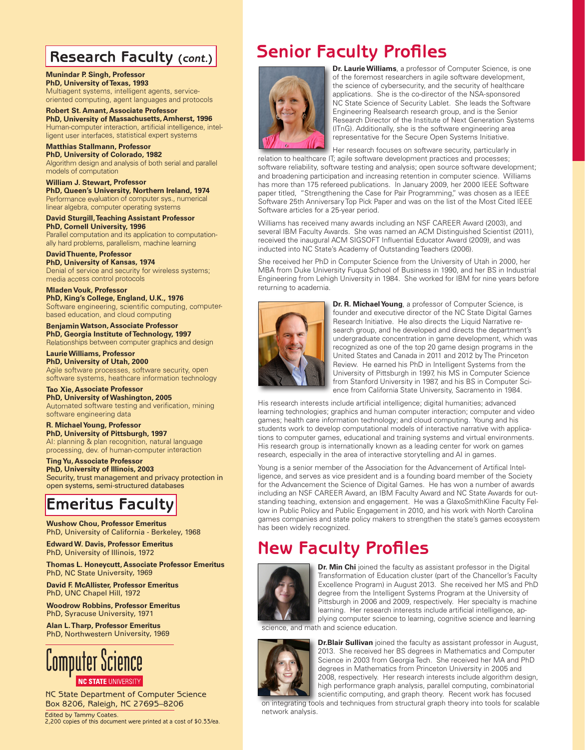## Research Faculty (*cont.*)

**Munindar P. Singh, Professor**
**PhD, University of Texas, 1993**
Multiagent systems, intelligent agents, service-oriented computing, agent languages and protocols

**Robert St. Amant, Associate Professor**
**PhD, University of Massachusetts, Amherst, 1996**
Human-computer interaction, artificial intelligence, intelligent user interfaces, statistical expert systems

**Matthias Stallmann, Professor**
**PhD, University of Colorado, 1982**
Algorithm design and analysis of both serial and parallel models of computation

**William J. Stewart, Professor**
**PhD, Queen's University, Northern Ireland, 1974**
Performance evaluation of computer sys., numerical linear algebra, computer operating systems

**David Sturgill, Teaching Assistant Professor**
**PhD, Cornell University, 1996**
Parallel computation and its application to computationally hard problems, parallelism, machine learning

**David Thuente, Professor**
**PhD, University of Kansas, 1974**
Denial of service and security for wireless systems; media access control protocols

**Mladen Vouk, Professor**
**PhD, King's College, England, U.K., 1976**
Software engineering, scientific computing, computer-based education, and cloud computing

**Benjamin Watson, Associate Professor**
**PhD, Georgia Institute of Technology, 1997**
Relationships between computer graphics and design

**Laurie Williams, Professor**
**PhD, University of Utah, 2000**
Agile software processes, software security, open software systems, heathcare information technology

**Tao Xie, Associate Professor**
**PhD, University of Washington, 2005**
Automated software testing and verification, mining software engineering data

**R. Michael Young, Professor**
**PhD, University of Pittsburgh, 1997**
AI: planning & plan recognition, natural language processing, dev. of human-computer interaction

**Ting Yu, Associate Professor**
**PhD, University of Illinois, 2003**
Security, trust management and privacy protection in open systems, semi-structured databases

## Emeritus Faculty

**Wushow Chou, Professor Emeritus**
PhD, University of California - Berkeley, 1968

**Edward W. Davis, Professor Emeritus**
PhD, University of Illinois, 1972

**Thomas L. Honeycutt, Associate Professor Emeritus**
PhD, NC State University, 1969

**David F. McAllister, Professor Emeritus**
PhD, UNC Chapel Hill, 1972

**Woodrow Robbins, Professor Emeritus**
PhD, Syracuse University, 1971

**Alan L. Tharp, Professor Emeritus**
PhD, Northwestern University, 1969

Computer Science
NC STATE UNIVERSITY

NC State Department of Computer Science
Box 8206, Raleigh, NC 27695-8206

Edited by Tammy Coates.
2,200 copies of this document were printed at a cost of $0.33/ea.

# Senior Faculty Profiles

**Dr. Laurie Williams**, a professor of Computer Science, is one of the foremost researchers in agile software development, the science of cybersecurity, and the security of healthcare applications. She is the co-director of the NSA-sponsored NC State Science of Security Lablet. She leads the Software Engineering Realsearch research group, and is the Senior Research Director of the Institute of Next Generation Systems (ITnG). Additionally, she is the software engineering area representative for the Secure Open Systems Initiative.

Her research focuses on software security, particularly in relation to healthcare IT; agile software development practices and processes; software reliability, software testing and analysis; open source software development; and broadening participation and increasing retention in computer science. Williams has more than 175 refereed publications. In January 2009, her 2000 IEEE Software paper titled, "Strengthening the Case for Pair Programming," was chosen as a IEEE Software 25th Anniversary Top Pick Paper and was on the list of the Most Cited IEEE Software articles for a 25-year period.

Williams has received many awards including an NSF CAREER Award (2003), and several IBM Faculty Awards. She was named an ACM Distinguished Scientist (2011), received the inaugural ACM SIGSOFT Influential Educator Award (2009), and was inducted into NC State's Academy of Outstanding Teachers (2006).

She received her PhD in Computer Science from the University of Utah in 2000, her MBA from Duke University Fuqua School of Business in 1990, and her BS in Industrial Engineering from Lehigh University in 1984. She worked for IBM for nine years before returning to academia.

**Dr. R. Michael Young**, a professor of Computer Science, is founder and executive director of the NC State Digital Games Research Initiative. He also directs the Liquid Narrative research group, and he developed and directs the department's undergraduate concentration in game development, which was recognized as one of the top 20 game design programs in the United States and Canada in 2011 and 2012 by The Princeton Review. He earned his PhD in Intelligent Systems from the University of Pittsburgh in 1997, his MS in Computer Science from Stanford University in 1987, and his BS in Computer Science from California State University, Sacramento in 1984.

His research interests include artificial intelligence; digital humanities; advanced learning technologies; graphics and human computer interaction; computer and video games; health care information technology; and cloud computing. Young and his students work to develop computational models of interactive narrative with applications to computer games, educational and training systems and virtual environments. His research group is internationally known as a leading center for work on games research, especially in the area of interactive storytelling and AI in games.

Young is a senior member of the Association for the Advancement of Artifical Intelligence, and serves as vice president and is a founding board member of the Society for the Advancement the Science of Digital Games. He has won a number of awards including an NSF CAREER Award, an IBM Faculty Award and NC State Awards for outstanding teaching, extension and engagement. He was a GlaxoSmithKline Faculty Fellow in Public Policy and Public Engagement in 2010, and his work with North Carolina games companies and state policy makers to strengthen the state's games ecosystem has been widely recognized.

# New Faculty Profiles

**Dr. Min Chi** joined the faculty as assistant professor in the Digital Transformation of Education cluster (part of the Chancellor's Faculty Excellence Program) in August 2013. She received her MS and PhD degree from the Intelligent Systems Program at the University of Pittsburgh in 2006 and 2009, respectively. Her specialty is machine learning. Her research interests include artificial intelligence, applying computer science to learning, cognitive science and learning science, and math and science education.

**Dr.Blair Sullivan** joined the faculty as assistant professor in August, 2013. She received her BS degrees in Mathematics and Computer Science in 2003 from Georgia Tech. She received her MA and PhD degrees in Mathematics from Princeton University in 2005 and 2008, respectively. Her research interests include algorithm design, high performance graph analysis, parallel computing, combinatorial scientific computing, and graph theory. Recent work has focused on integrating tools and techniques from structural graph theory into tools for scalable network analysis.